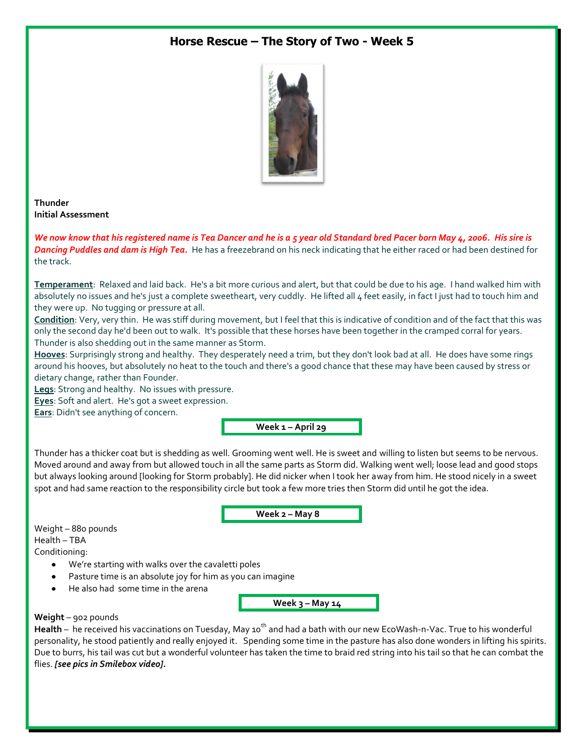# Horse Rescue – The Story of Two - Week 5

**Thunder**
**Initial Assessment**

***We now know that his registered name is Tea Dancer and he is a 5 year old Standard bred Pacer born May 4, 2006. His sire is Dancing Puddles and dam is High Tea.*** He has a freezebrand on his neck indicating that he either raced or had been destined for the track.

**Temperament**: Relaxed and laid back. He's a bit more curious and alert, but that could be due to his age. I hand walked him with absolutely no issues and he's just a complete sweetheart, very cuddly. He lifted all 4 feet easily, in fact I just had to touch him and they were up. No tugging or pressure at all.
**Condition**: Very, very thin. He was stiff during movement, but I feel that this is indicative of condition and of the fact that this was only the second day he'd been out to walk. It's possible that these horses have been together in the cramped corral for years. Thunder is also shedding out in the same manner as Storm.
**Hooves**: Surprisingly strong and healthy. They desperately need a trim, but they don't look bad at all. He does have some rings around his hooves, but absolutely no heat to the touch and there's a good chance that these may have been caused by stress or dietary change, rather than Founder.
**Legs**: Strong and healthy. No issues with pressure.
**Eyes**: Soft and alert. He's got a sweet expression.
**Ears**: Didn't see anything of concern.

**Week 1 – April 29**

Thunder has a thicker coat but is shedding as well. Grooming went well. He is sweet and willing to listen but seems to be nervous. Moved around and away from but allowed touch in all the same parts as Storm did. Walking went well; loose lead and good stops but always looking around [looking for Storm probably]. He did nicker when I took her away from him. He stood nicely in a sweet spot and had same reaction to the responsibility circle but took a few more tries then Storm did until he got the idea.

**Week 2 – May 8**

Weight – 880 pounds
Health – TBA
Conditioning:

- We're starting with walks over the cavaletti poles
- Pasture time is an absolute joy for him as you can imagine
- He also had some time in the arena

**Week 3 – May 14**

**Weight** – 902 pounds
**Health** – he received his vaccinations on Tuesday, May 10th and had a bath with our new EcoWash-n-Vac. True to his wonderful personality, he stood patiently and really enjoyed it. Spending some time in the pasture has also done wonders in lifting his spirits. Due to burrs, his tail was cut but a wonderful volunteer has taken the time to braid red string into his tail so that he can combat the flies. ***[see pics in Smilebox video].***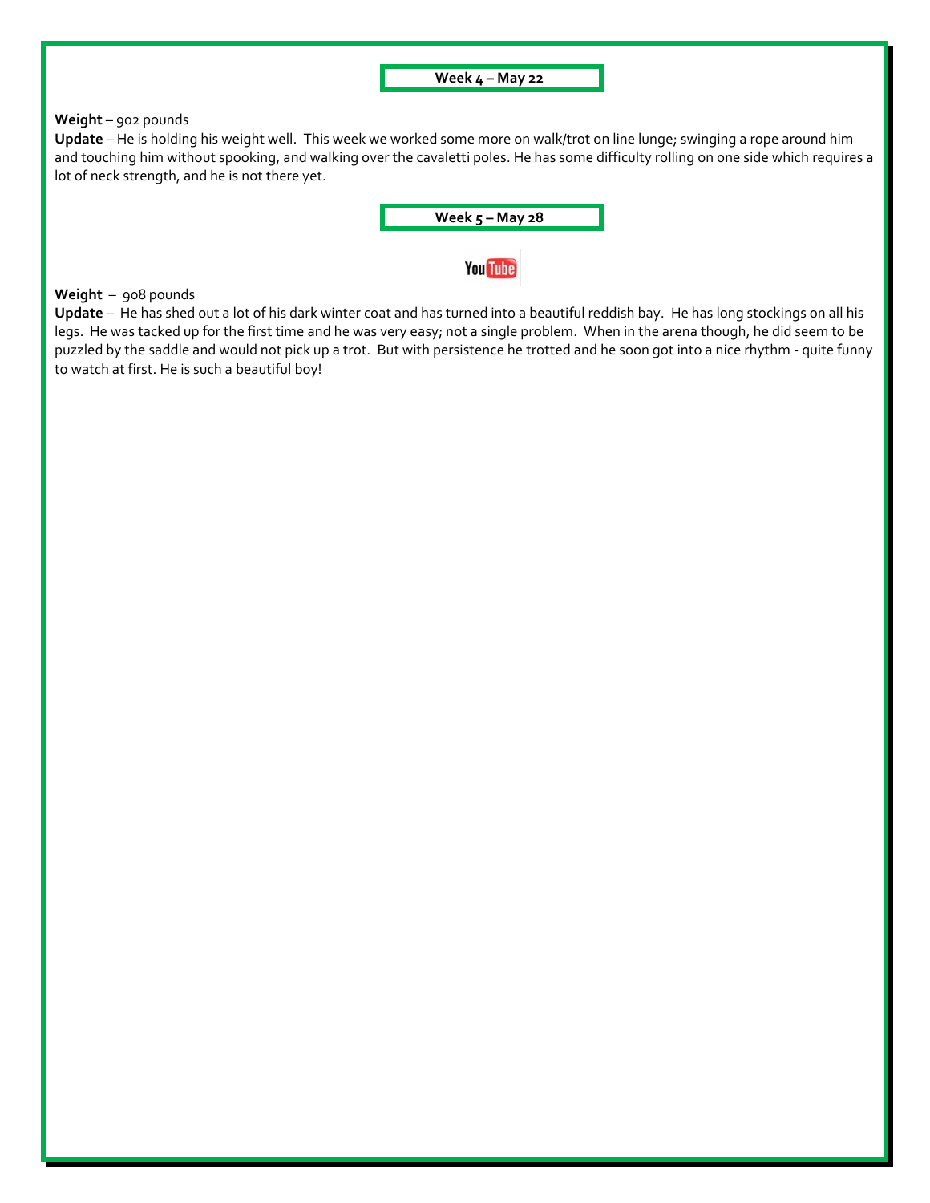## Week 4 – May 22

**Weight** – 902 pounds

**Update** – He is holding his weight well. This week we worked some more on walk/trot on line lunge; swinging a rope around him and touching him without spooking, and walking over the cavaletti poles. He has some difficulty rolling on one side which requires a lot of neck strength, and he is not there yet.

## Week 5 – May 28

**Weight** – 908 pounds

**Update** – He has shed out a lot of his dark winter coat and has turned into a beautiful reddish bay. He has long stockings on all his legs. He was tacked up for the first time and he was very easy; not a single problem. When in the arena though, he did seem to be puzzled by the saddle and would not pick up a trot. But with persistence he trotted and he soon got into a nice rhythm - quite funny to watch at first. He is such a beautiful boy!